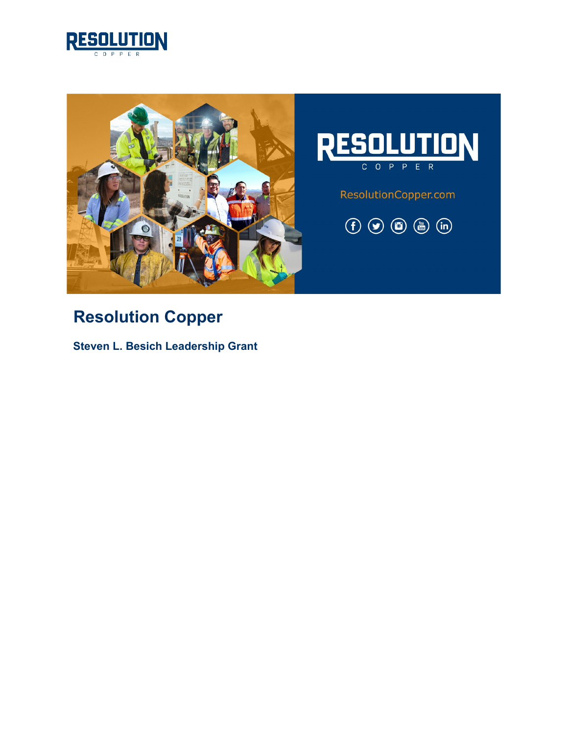# Resolution Copper

### Steven L. Besich Leadership Grant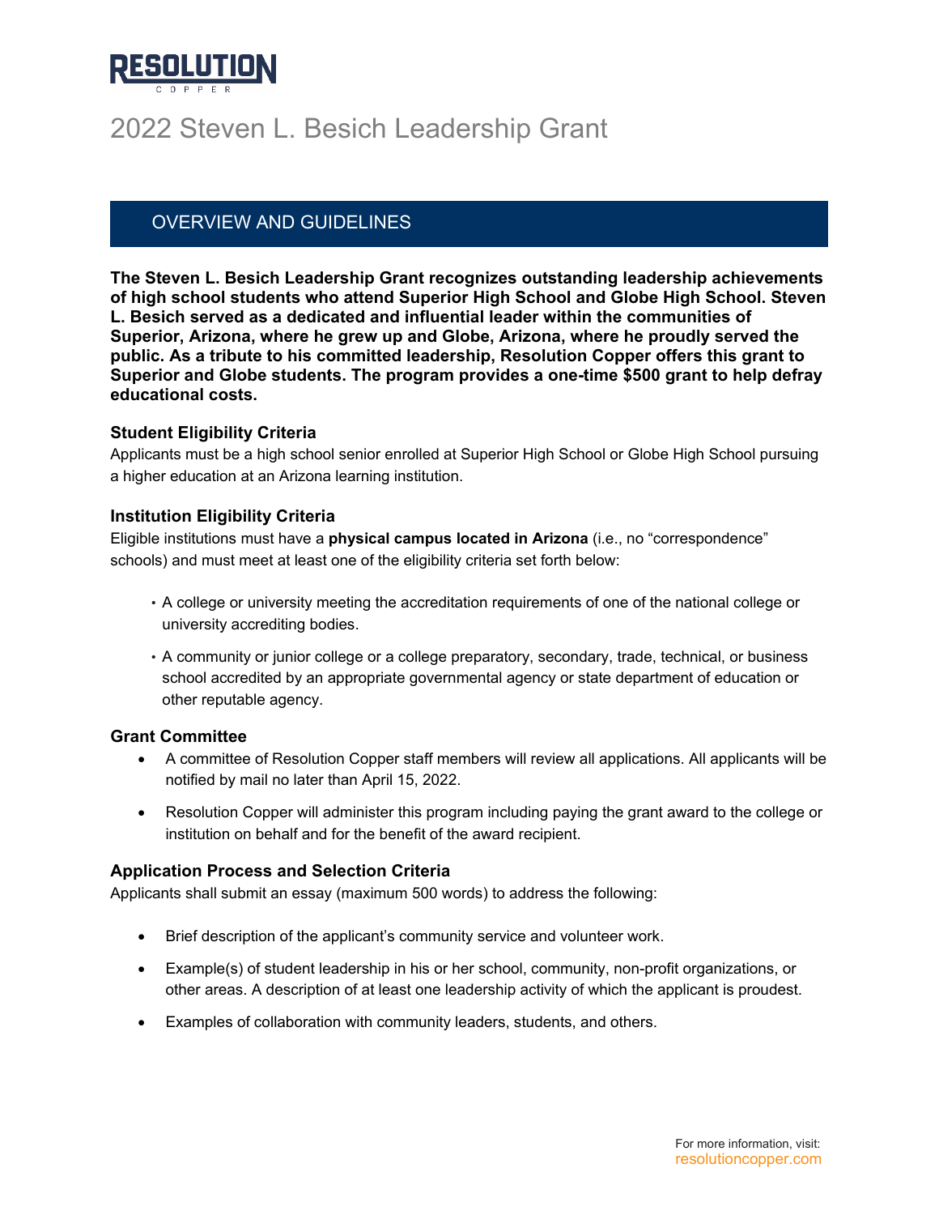RESOLUTION COPPER

# 2022 Steven L. Besich Leadership Grant

## OVERVIEW AND GUIDELINES

**The Steven L. Besich Leadership Grant recognizes outstanding leadership achievements of high school students who attend Superior High School and Globe High School. Steven L. Besich served as a dedicated and influential leader within the communities of Superior, Arizona, where he grew up and Globe, Arizona, where he proudly served the public. As a tribute to his committed leadership, Resolution Copper offers this grant to Superior and Globe students. The program provides a one-time $500 grant to help defray educational costs.**

### Student Eligibility Criteria

Applicants must be a high school senior enrolled at Superior High School or Globe High School pursuing a higher education at an Arizona learning institution.

### Institution Eligibility Criteria

Eligible institutions must have a **physical campus located in Arizona** (i.e., no "correspondence" schools) and must meet at least one of the eligibility criteria set forth below:

- A college or university meeting the accreditation requirements of one of the national college or university accrediting bodies.
- A community or junior college or a college preparatory, secondary, trade, technical, or business school accredited by an appropriate governmental agency or state department of education or other reputable agency.

### Grant Committee

- A committee of Resolution Copper staff members will review all applications. All applicants will be notified by mail no later than April 15, 2022.
- Resolution Copper will administer this program including paying the grant award to the college or institution on behalf and for the benefit of the award recipient.

### Application Process and Selection Criteria

Applicants shall submit an essay (maximum 500 words) to address the following:

- Brief description of the applicant's community service and volunteer work.
- Example(s) of student leadership in his or her school, community, non-profit organizations, or other areas. A description of at least one leadership activity of which the applicant is proudest.
- Examples of collaboration with community leaders, students, and others.

For more information, visit: resolutioncopper.com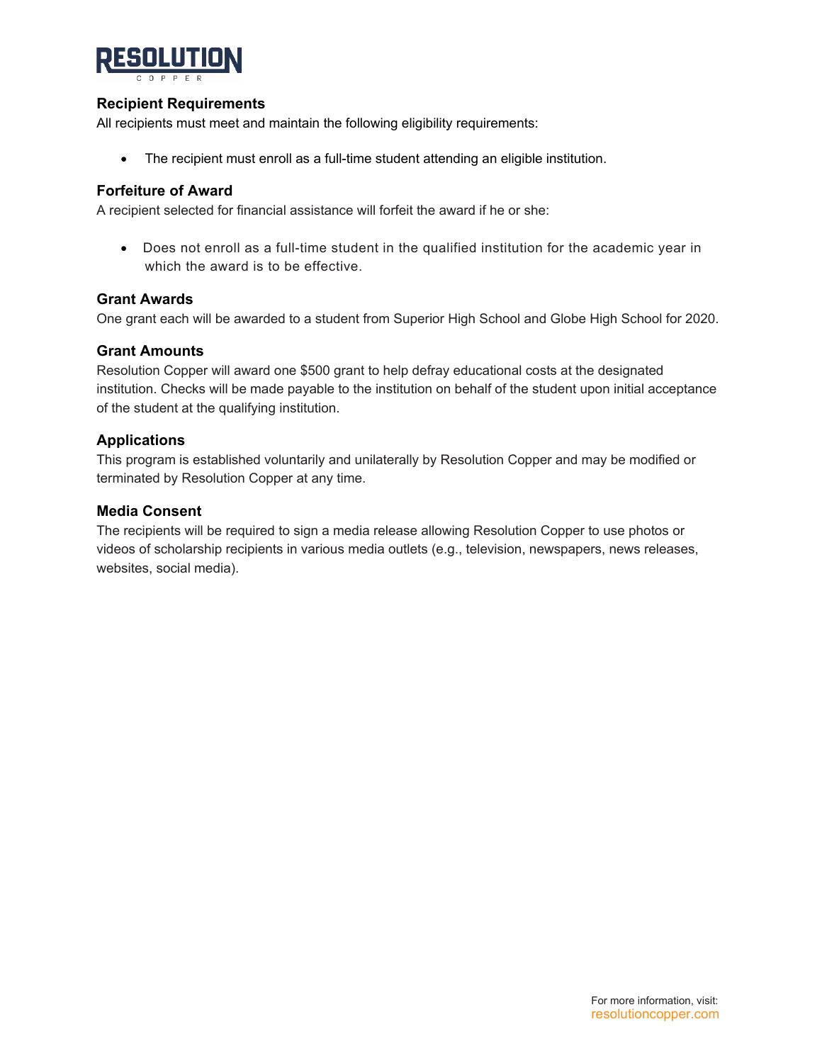## Recipient Requirements

All recipients must meet and maintain the following eligibility requirements:

- The recipient must enroll as a full-time student attending an eligible institution.

## Forfeiture of Award

A recipient selected for financial assistance will forfeit the award if he or she:

- Does not enroll as a full-time student in the qualified institution for the academic year in which the award is to be effective.

## Grant Awards

One grant each will be awarded to a student from Superior High School and Globe High School for 2020.

## Grant Amounts

Resolution Copper will award one $500 grant to help defray educational costs at the designated institution. Checks will be made payable to the institution on behalf of the student upon initial acceptance of the student at the qualifying institution.

## Applications

This program is established voluntarily and unilaterally by Resolution Copper and may be modified or terminated by Resolution Copper at any time.

## Media Consent

The recipients will be required to sign a media release allowing Resolution Copper to use photos or videos of scholarship recipients in various media outlets (e.g., television, newspapers, news releases, websites, social media).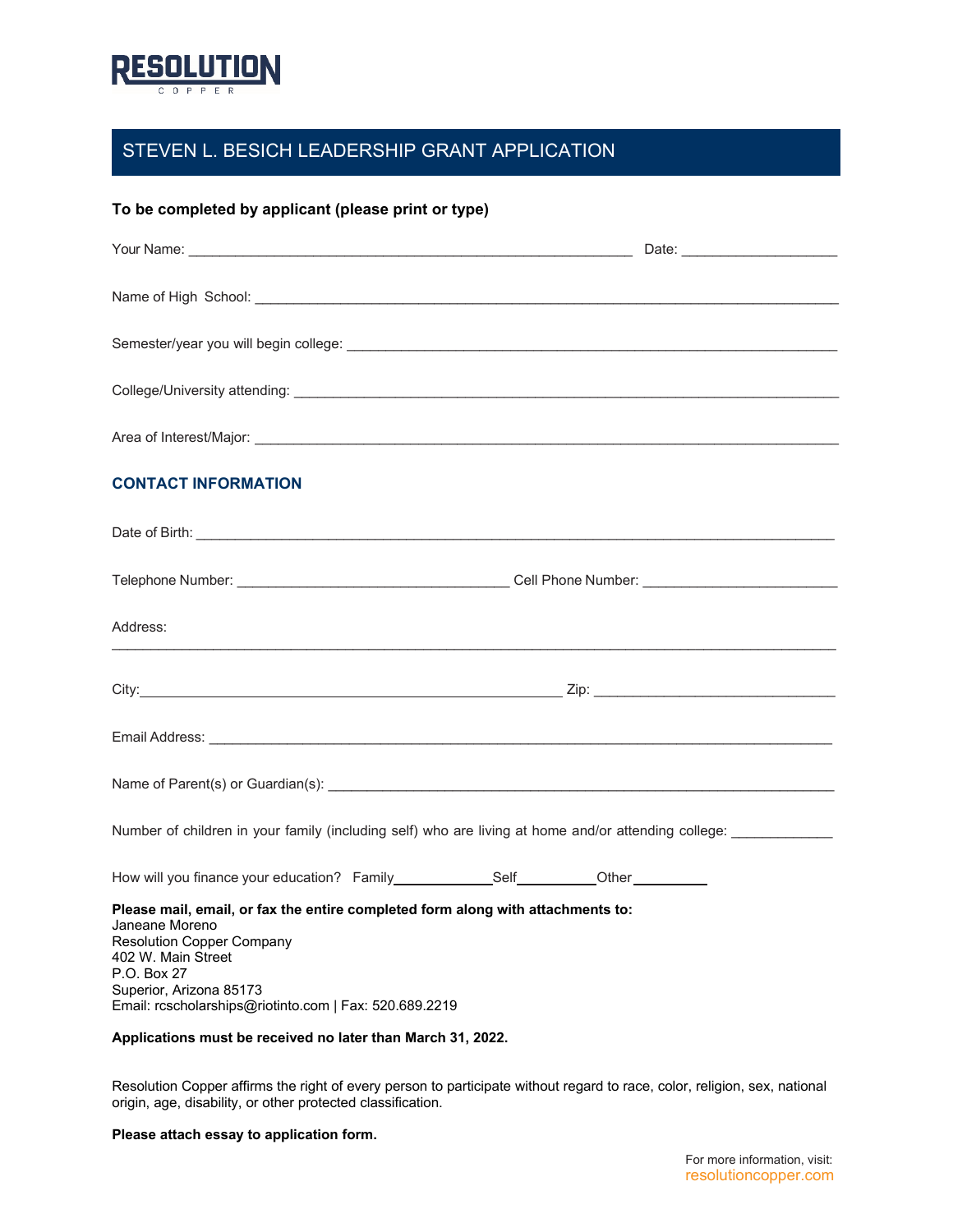RESOLUTION COPPER

# STEVEN L. BESICH LEADERSHIP GRANT APPLICATION

**To be completed by applicant (please print or type)**

Your Name: ___________________________________________ Date: ________________

Name of High School: ___________________________________________

Semester/year you will begin college: ___________________________________________

College/University attending: ___________________________________________

Area of Interest/Major: ___________________________________________

## CONTACT INFORMATION

Date of Birth: ___________________________________________

Telephone Number: ______________________ Cell Phone Number: ______________________

Address:

___________________________________________

City: ______________________________ Zip: ______________________

Email Address: ___________________________________________

Name of Parent(s) or Guardian(s): ___________________________________________

Number of children in your family (including self) who are living at home and/or attending college: __________

How will you finance your education? Family__________ Self__________ Other__________

**Please mail, email, or fax the entire completed form along with attachments to:**
Janeane Moreno
Resolution Copper Company
402 W. Main Street
P.O. Box 27
Superior, Arizona 85173
Email: rcscholarships@riotinto.com | Fax: 520.689.2219

**Applications must be received no later than March 31, 2022.**

Resolution Copper affirms the right of every person to participate without regard to race, color, religion, sex, national origin, age, disability, or other protected classification.

**Please attach essay to application form.**

For more information, visit:
resolutioncopper.com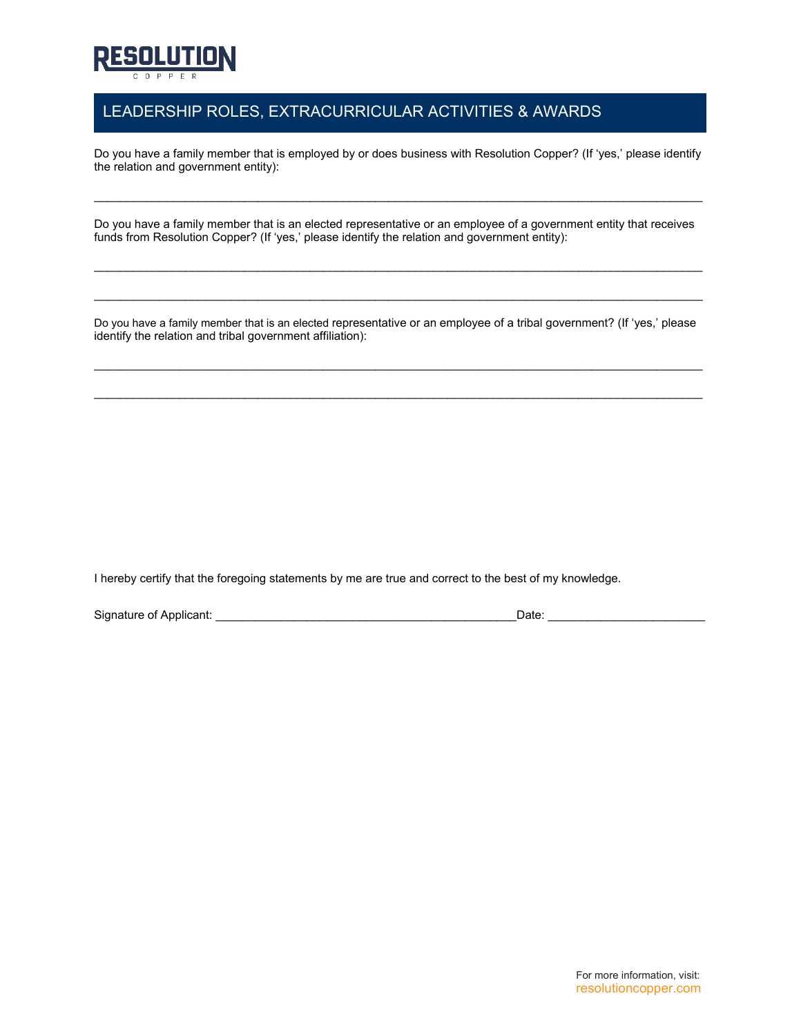RESOLUTION
COPPER

## LEADERSHIP ROLES, EXTRACURRICULAR ACTIVITIES & AWARDS

Do you have a family member that is employed by or does business with Resolution Copper? (If 'yes,' please identify the relation and government entity):

_____________________________________________________________________________________

Do you have a family member that is an elected representative or an employee of a government entity that receives funds from Resolution Copper? (If 'yes,' please identify the relation and government entity):

_____________________________________________________________________________________

_____________________________________________________________________________________

Do you have a family member that is an elected representative or an employee of a tribal government? (If 'yes,' please identify the relation and tribal government affiliation):

_____________________________________________________________________________________

_____________________________________________________________________________________

I hereby certify that the foregoing statements by me are true and correct to the best of my knowledge.

Signature of Applicant: _____________________________________________Date: ________________________

For more information, visit:
resolutioncopper.com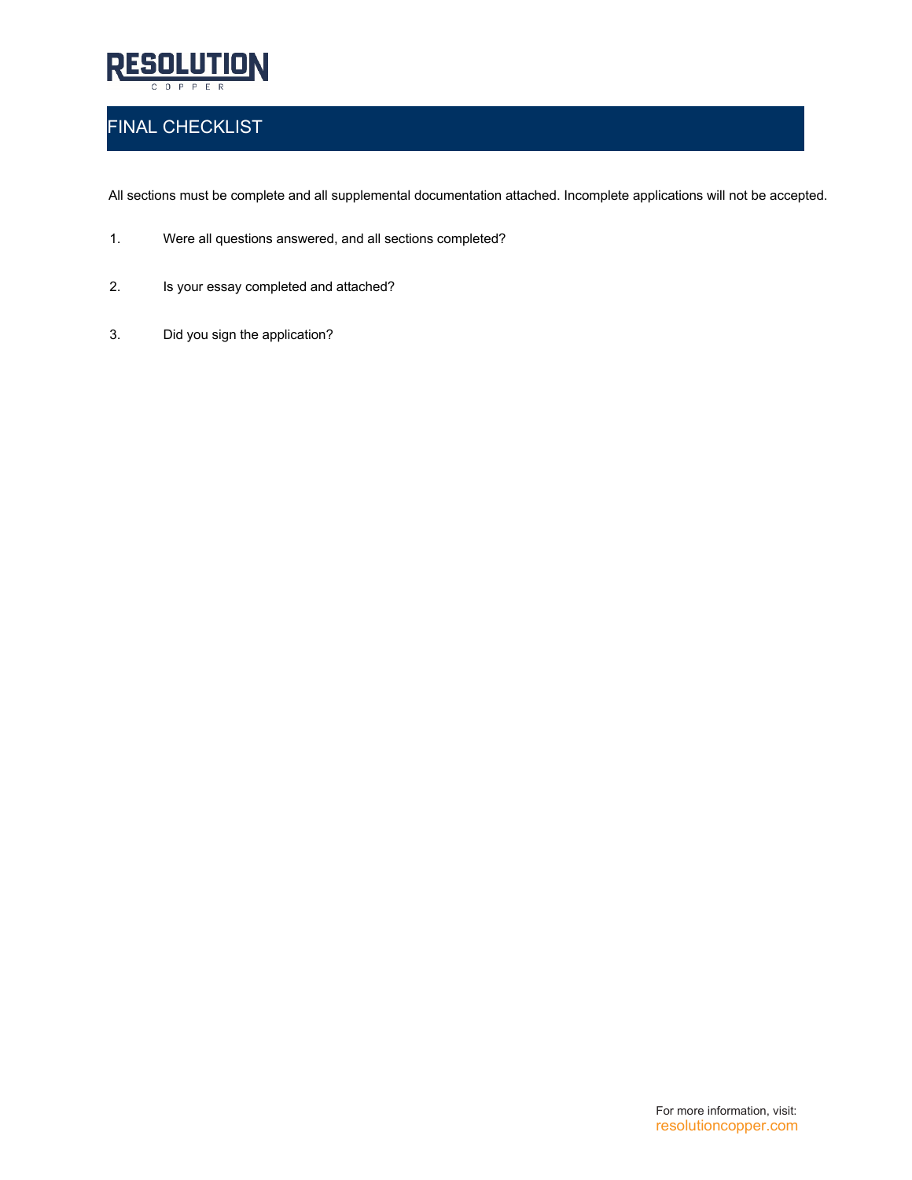RESOLUTION
COPPER

# FINAL CHECKLIST

All sections must be complete and all supplemental documentation attached. Incomplete applications will not be accepted.

1. Were all questions answered, and all sections completed?
2. Is your essay completed and attached?
3. Did you sign the application?

For more information, visit:
resolutioncopper.com